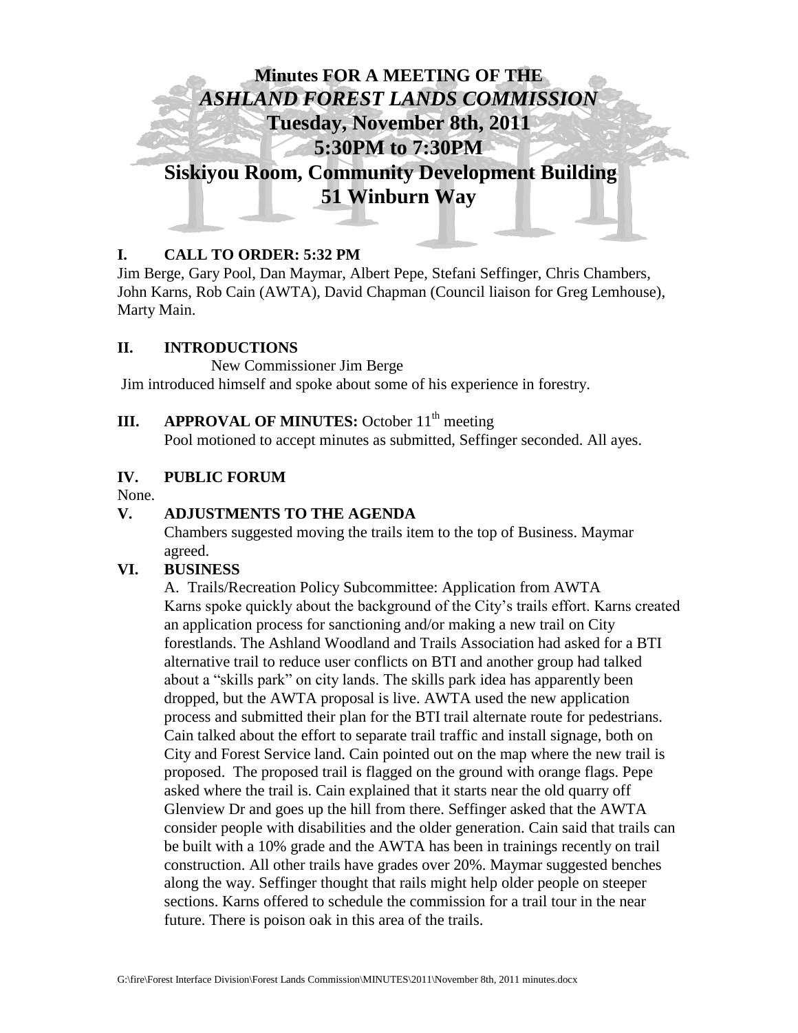# Minutes FOR A MEETING OF THE
# *ASHLAND FOREST LANDS COMMISSION*
## Tuesday, November 8th, 2011
## 5:30PM to 7:30PM
## Siskiyou Room, Community Development Building
## 51 Winburn Way

### I. CALL TO ORDER: 5:32 PM

Jim Berge, Gary Pool, Dan Maymar, Albert Pepe, Stefani Seffinger, Chris Chambers, John Karns, Rob Cain (AWTA), David Chapman (Council liaison for Greg Lemhouse), Marty Main.

### II. INTRODUCTIONS

New Commissioner Jim Berge

Jim introduced himself and spoke about some of his experience in forestry.

### III. APPROVAL OF MINUTES: October 11th meeting

Pool motioned to accept minutes as submitted, Seffinger seconded. All ayes.

### IV. PUBLIC FORUM

None.

### V. ADJUSTMENTS TO THE AGENDA

Chambers suggested moving the trails item to the top of Business. Maymar agreed.

### VI. BUSINESS

A. Trails/Recreation Policy Subcommittee: Application from AWTA

Karns spoke quickly about the background of the City's trails effort. Karns created an application process for sanctioning and/or making a new trail on City forestlands. The Ashland Woodland and Trails Association had asked for a BTI alternative trail to reduce user conflicts on BTI and another group had talked about a "skills park" on city lands. The skills park idea has apparently been dropped, but the AWTA proposal is live. AWTA used the new application process and submitted their plan for the BTI trail alternate route for pedestrians. Cain talked about the effort to separate trail traffic and install signage, both on City and Forest Service land. Cain pointed out on the map where the new trail is proposed. The proposed trail is flagged on the ground with orange flags. Pepe asked where the trail is. Cain explained that it starts near the old quarry off Glenview Dr and goes up the hill from there. Seffinger asked that the AWTA consider people with disabilities and the older generation. Cain said that trails can be built with a 10% grade and the AWTA has been in trainings recently on trail construction. All other trails have grades over 20%. Maymar suggested benches along the way. Seffinger thought that rails might help older people on steeper sections. Karns offered to schedule the commission for a trail tour in the near future. There is poison oak in this area of the trails.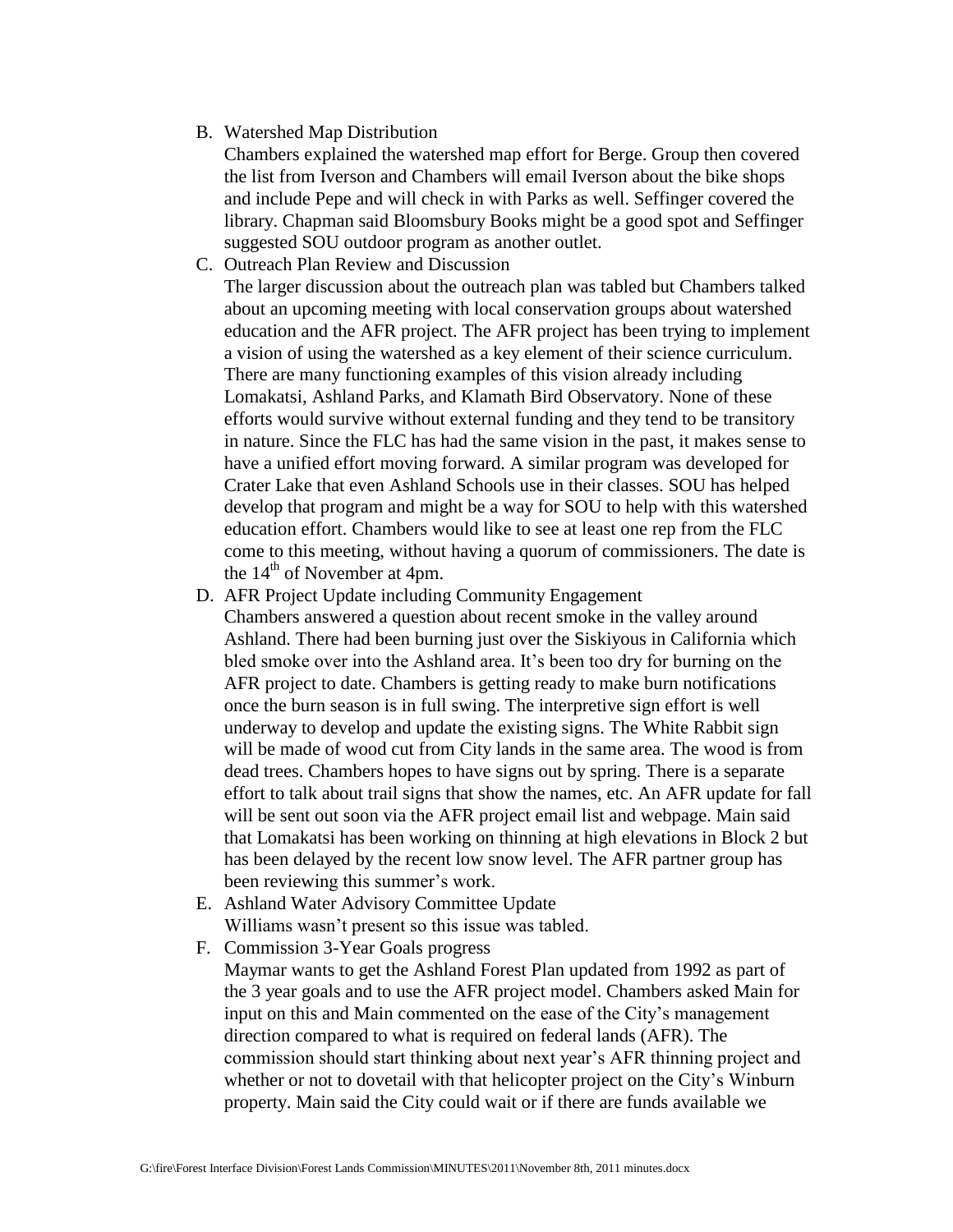B. Watershed Map Distribution

   Chambers explained the watershed map effort for Berge. Group then covered the list from Iverson and Chambers will email Iverson about the bike shops and include Pepe and will check in with Parks as well. Seffinger covered the library. Chapman said Bloomsbury Books might be a good spot and Seffinger suggested SOU outdoor program as another outlet.

C. Outreach Plan Review and Discussion

   The larger discussion about the outreach plan was tabled but Chambers talked about an upcoming meeting with local conservation groups about watershed education and the AFR project. The AFR project has been trying to implement a vision of using the watershed as a key element of their science curriculum. There are many functioning examples of this vision already including Lomakatsi, Ashland Parks, and Klamath Bird Observatory. None of these efforts would survive without external funding and they tend to be transitory in nature. Since the FLC has had the same vision in the past, it makes sense to have a unified effort moving forward. A similar program was developed for Crater Lake that even Ashland Schools use in their classes. SOU has helped develop that program and might be a way for SOU to help with this watershed education effort. Chambers would like to see at least one rep from the FLC come to this meeting, without having a quorum of commissioners. The date is the 14th of November at 4pm.

D. AFR Project Update including Community Engagement

   Chambers answered a question about recent smoke in the valley around Ashland. There had been burning just over the Siskiyous in California which bled smoke over into the Ashland area. It's been too dry for burning on the AFR project to date. Chambers is getting ready to make burn notifications once the burn season is in full swing. The interpretive sign effort is well underway to develop and update the existing signs. The White Rabbit sign will be made of wood cut from City lands in the same area. The wood is from dead trees. Chambers hopes to have signs out by spring. There is a separate effort to talk about trail signs that show the names, etc. An AFR update for fall will be sent out soon via the AFR project email list and webpage. Main said that Lomakatsi has been working on thinning at high elevations in Block 2 but has been delayed by the recent low snow level. The AFR partner group has been reviewing this summer's work.

E. Ashland Water Advisory Committee Update

   Williams wasn't present so this issue was tabled.

F. Commission 3-Year Goals progress

   Maymar wants to get the Ashland Forest Plan updated from 1992 as part of the 3 year goals and to use the AFR project model. Chambers asked Main for input on this and Main commented on the ease of the City's management direction compared to what is required on federal lands (AFR). The commission should start thinking about next year's AFR thinning project and whether or not to dovetail with that helicopter project on the City's Winburn property. Main said the City could wait or if there are funds available we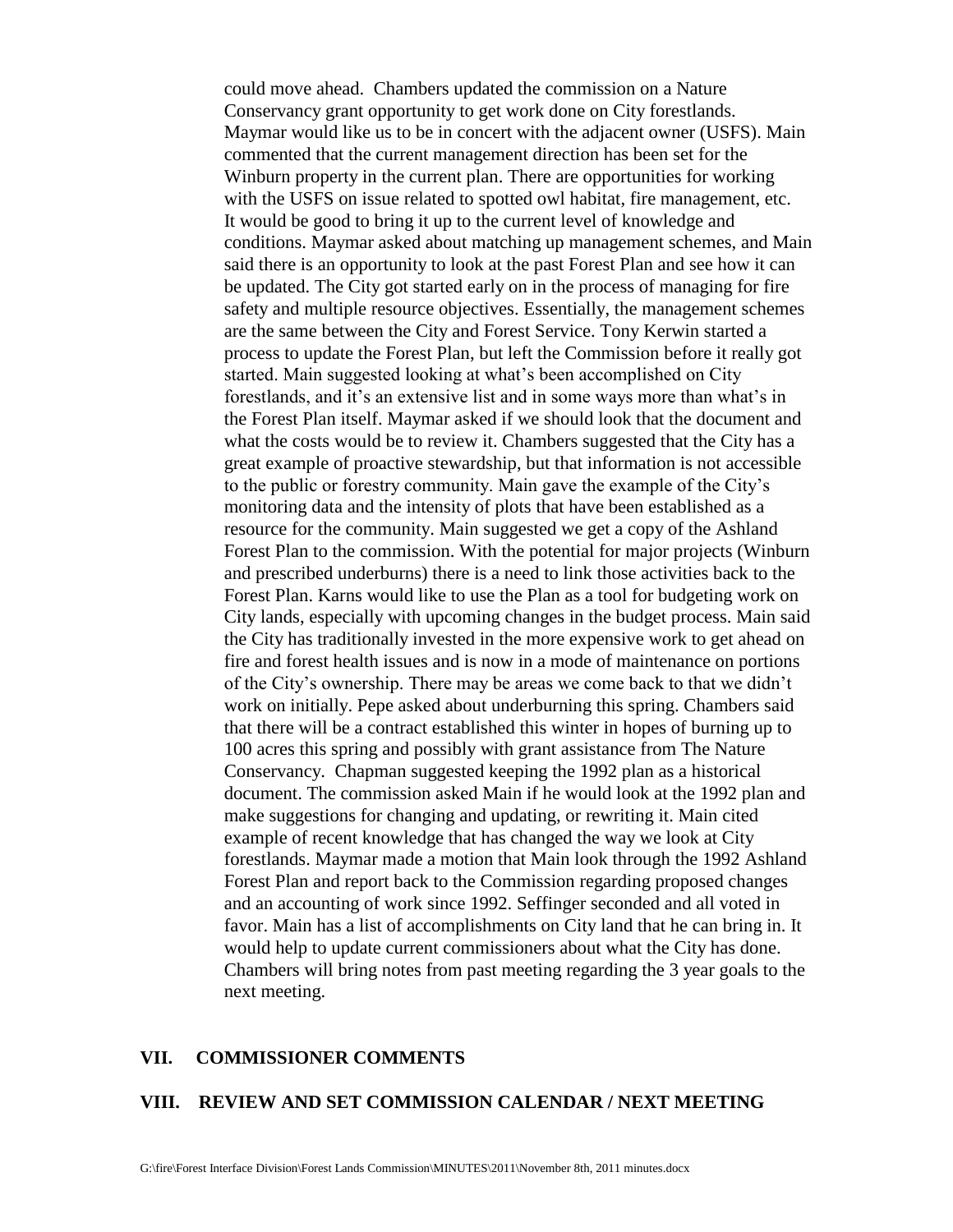could move ahead. Chambers updated the commission on a Nature Conservancy grant opportunity to get work done on City forestlands. Maymar would like us to be in concert with the adjacent owner (USFS). Main commented that the current management direction has been set for the Winburn property in the current plan. There are opportunities for working with the USFS on issue related to spotted owl habitat, fire management, etc. It would be good to bring it up to the current level of knowledge and conditions. Maymar asked about matching up management schemes, and Main said there is an opportunity to look at the past Forest Plan and see how it can be updated. The City got started early on in the process of managing for fire safety and multiple resource objectives. Essentially, the management schemes are the same between the City and Forest Service. Tony Kerwin started a process to update the Forest Plan, but left the Commission before it really got started. Main suggested looking at what's been accomplished on City forestlands, and it's an extensive list and in some ways more than what's in the Forest Plan itself. Maymar asked if we should look that the document and what the costs would be to review it. Chambers suggested that the City has a great example of proactive stewardship, but that information is not accessible to the public or forestry community. Main gave the example of the City's monitoring data and the intensity of plots that have been established as a resource for the community. Main suggested we get a copy of the Ashland Forest Plan to the commission. With the potential for major projects (Winburn and prescribed underburns) there is a need to link those activities back to the Forest Plan. Karns would like to use the Plan as a tool for budgeting work on City lands, especially with upcoming changes in the budget process. Main said the City has traditionally invested in the more expensive work to get ahead on fire and forest health issues and is now in a mode of maintenance on portions of the City's ownership. There may be areas we come back to that we didn't work on initially. Pepe asked about underburning this spring. Chambers said that there will be a contract established this winter in hopes of burning up to 100 acres this spring and possibly with grant assistance from The Nature Conservancy. Chapman suggested keeping the 1992 plan as a historical document. The commission asked Main if he would look at the 1992 plan and make suggestions for changing and updating, or rewriting it. Main cited example of recent knowledge that has changed the way we look at City forestlands. Maymar made a motion that Main look through the 1992 Ashland Forest Plan and report back to the Commission regarding proposed changes and an accounting of work since 1992. Seffinger seconded and all voted in favor. Main has a list of accomplishments on City land that he can bring in. It would help to update current commissioners about what the City has done. Chambers will bring notes from past meeting regarding the 3 year goals to the next meeting.

## VII. COMMISSIONER COMMENTS

## VIII. REVIEW AND SET COMMISSION CALENDAR / NEXT MEETING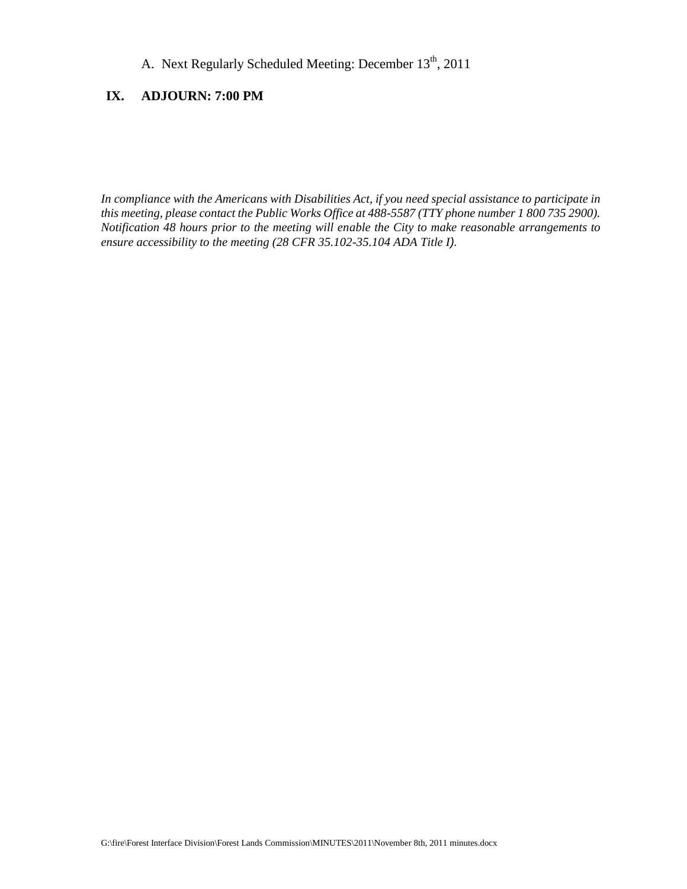A. Next Regularly Scheduled Meeting: December 13th, 2011

## IX. ADJOURN: 7:00 PM

*In compliance with the Americans with Disabilities Act, if you need special assistance to participate in this meeting, please contact the Public Works Office at 488-5587 (TTY phone number 1 800 735 2900). Notification 48 hours prior to the meeting will enable the City to make reasonable arrangements to ensure accessibility to the meeting (28 CFR 35.102-35.104 ADA Title I).*

G:\fire\Forest Interface Division\Forest Lands Commission\MINUTES\2011\November 8th, 2011 minutes.docx